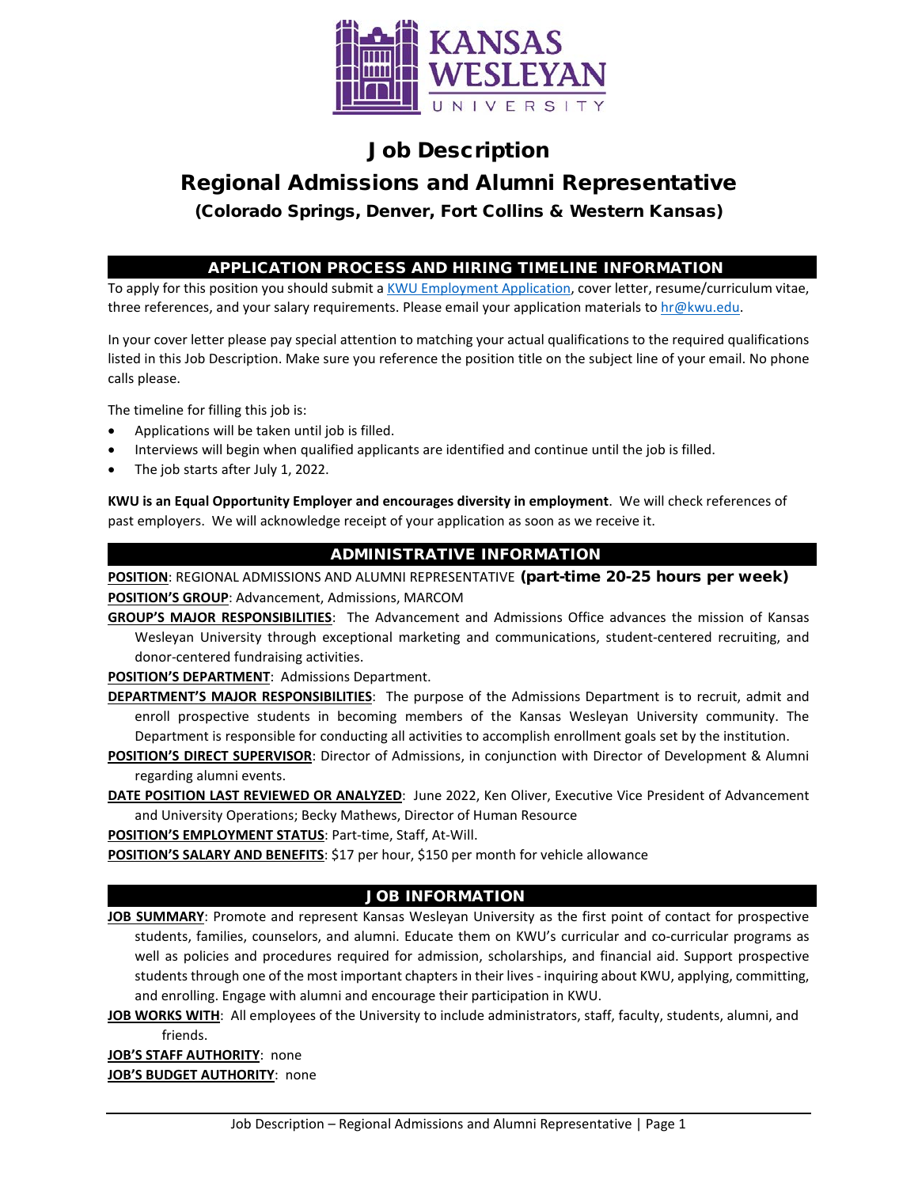# Job Description

## Regional Admissions and Alumni Representative

### (Colorado Springs, Denver, Fort Collins & Western Kansas)

## APPLICATION PROCESS AND HIRING TIMELINE INFORMATION

To apply for this position you should submit a KWU Employment Application, cover letter, resume/curriculum vitae, three references, and your salary requirements. Please email your application materials to hr@kwu.edu.

In your cover letter please pay special attention to matching your actual qualifications to the required qualifications listed in this Job Description. Make sure you reference the position title on the subject line of your email. No phone calls please.

The timeline for filling this job is:

- Applications will be taken until job is filled.
- Interviews will begin when qualified applicants are identified and continue until the job is filled.
- The job starts after July 1, 2022.

**KWU is an Equal Opportunity Employer and encourages diversity in employment**. We will check references of past employers. We will acknowledge receipt of your application as soon as we receive it.

## ADMINISTRATIVE INFORMATION

**POSITION**: REGIONAL ADMISSIONS AND ALUMNI REPRESENTATIVE **(part-time 20-25 hours per week)**

**POSITION'S GROUP**: Advancement, Admissions, MARCOM

**GROUP'S MAJOR RESPONSIBILITIES**: The Advancement and Admissions Office advances the mission of Kansas Wesleyan University through exceptional marketing and communications, student-centered recruiting, and donor-centered fundraising activities.

**POSITION'S DEPARTMENT**: Admissions Department.

**DEPARTMENT'S MAJOR RESPONSIBILITIES**: The purpose of the Admissions Department is to recruit, admit and enroll prospective students in becoming members of the Kansas Wesleyan University community. The Department is responsible for conducting all activities to accomplish enrollment goals set by the institution.

**POSITION'S DIRECT SUPERVISOR**: Director of Admissions, in conjunction with Director of Development & Alumni regarding alumni events.

**DATE POSITION LAST REVIEWED OR ANALYZED**: June 2022, Ken Oliver, Executive Vice President of Advancement and University Operations; Becky Mathews, Director of Human Resource

**POSITION'S EMPLOYMENT STATUS**: Part-time, Staff, At-Will.

**POSITION'S SALARY AND BENEFITS**: $17 per hour, $150 per month for vehicle allowance

## JOB INFORMATION

**JOB SUMMARY**: Promote and represent Kansas Wesleyan University as the first point of contact for prospective students, families, counselors, and alumni. Educate them on KWU's curricular and co-curricular programs as well as policies and procedures required for admission, scholarships, and financial aid. Support prospective students through one of the most important chapters in their lives - inquiring about KWU, applying, committing, and enrolling. Engage with alumni and encourage their participation in KWU.

**JOB WORKS WITH**: All employees of the University to include administrators, staff, faculty, students, alumni, and friends.

**JOB'S STAFF AUTHORITY**: none

**JOB'S BUDGET AUTHORITY**: none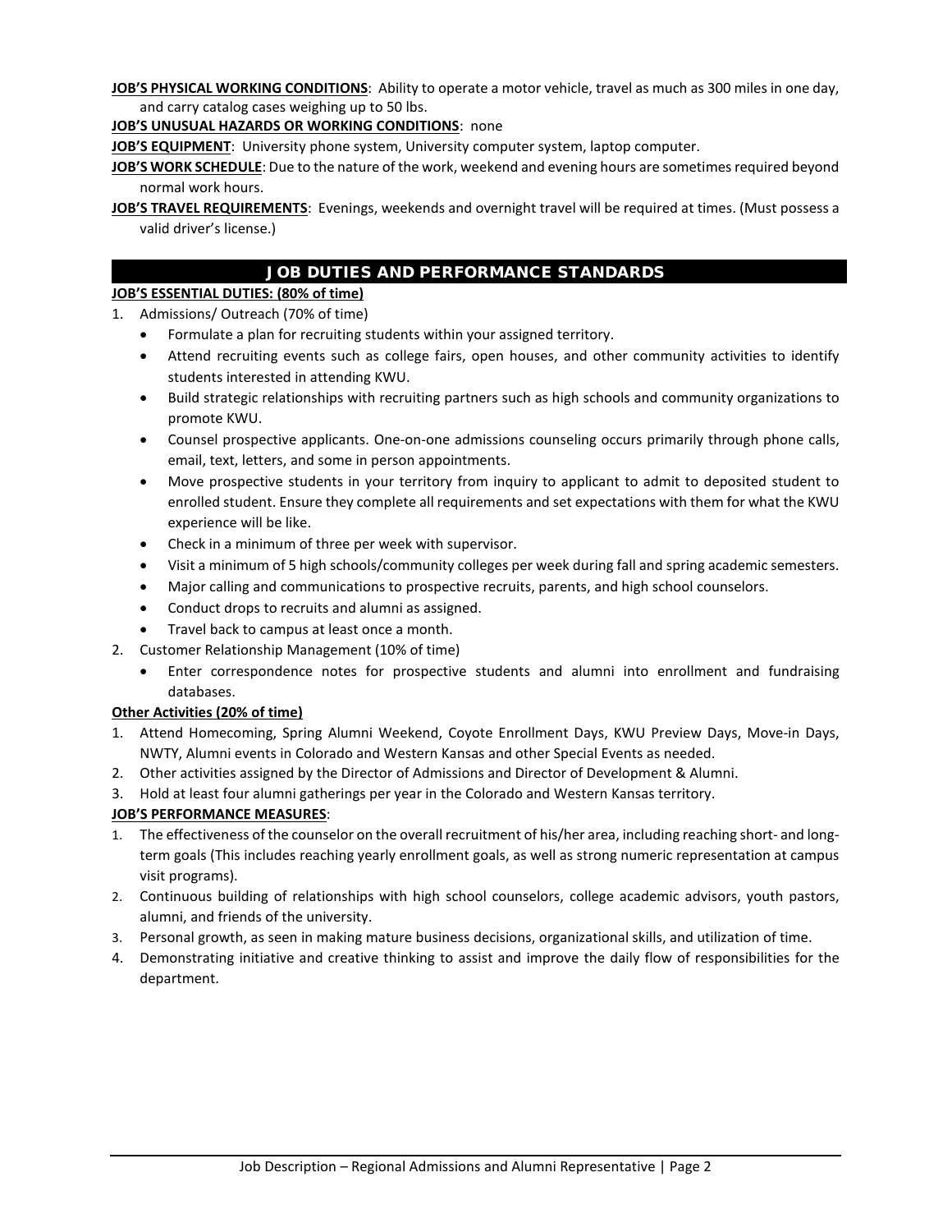**<u>JOB'S PHYSICAL WORKING CONDITIONS</u>**: Ability to operate a motor vehicle, travel as much as 300 miles in one day, and carry catalog cases weighing up to 50 lbs.

**<u>JOB'S UNUSUAL HAZARDS OR WORKING CONDITIONS</u>**: none

**<u>JOB'S EQUIPMENT</u>**: University phone system, University computer system, laptop computer.

**<u>JOB'S WORK SCHEDULE</u>**: Due to the nature of the work, weekend and evening hours are sometimes required beyond normal work hours.

**<u>JOB'S TRAVEL REQUIREMENTS</u>**: Evenings, weekends and overnight travel will be required at times. (Must possess a valid driver's license.)

## JOB DUTIES AND PERFORMANCE STANDARDS

**<u>JOB'S ESSENTIAL DUTIES: (80% of time)</u>**

1. Admissions/ Outreach (70% of time)
   - Formulate a plan for recruiting students within your assigned territory.
   - Attend recruiting events such as college fairs, open houses, and other community activities to identify students interested in attending KWU.
   - Build strategic relationships with recruiting partners such as high schools and community organizations to promote KWU.
   - Counsel prospective applicants. One-on-one admissions counseling occurs primarily through phone calls, email, text, letters, and some in person appointments.
   - Move prospective students in your territory from inquiry to applicant to admit to deposited student to enrolled student. Ensure they complete all requirements and set expectations with them for what the KWU experience will be like.
   - Check in a minimum of three per week with supervisor.
   - Visit a minimum of 5 high schools/community colleges per week during fall and spring academic semesters.
   - Major calling and communications to prospective recruits, parents, and high school counselors.
   - Conduct drops to recruits and alumni as assigned.
   - Travel back to campus at least once a month.
2. Customer Relationship Management (10% of time)
   - Enter correspondence notes for prospective students and alumni into enrollment and fundraising databases.

**<u>Other Activities (20% of time)</u>**

1. Attend Homecoming, Spring Alumni Weekend, Coyote Enrollment Days, KWU Preview Days, Move-in Days, NWTY, Alumni events in Colorado and Western Kansas and other Special Events as needed.
2. Other activities assigned by the Director of Admissions and Director of Development & Alumni.
3. Hold at least four alumni gatherings per year in the Colorado and Western Kansas territory.

**<u>JOB'S PERFORMANCE MEASURES</u>**:

1. The effectiveness of the counselor on the overall recruitment of his/her area, including reaching short- and long-term goals (This includes reaching yearly enrollment goals, as well as strong numeric representation at campus visit programs).
2. Continuous building of relationships with high school counselors, college academic advisors, youth pastors, alumni, and friends of the university.
3. Personal growth, as seen in making mature business decisions, organizational skills, and utilization of time.
4. Demonstrating initiative and creative thinking to assist and improve the daily flow of responsibilities for the department.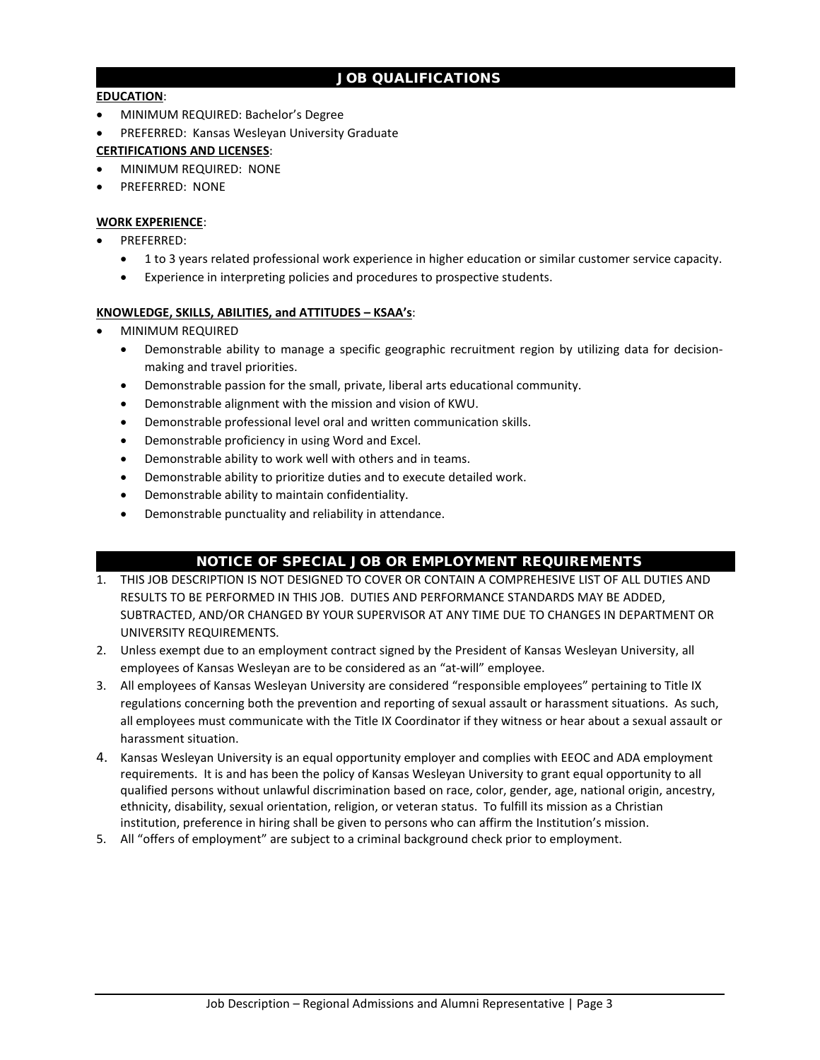## JOB QUALIFICATIONS

**EDUCATION**:

- MINIMUM REQUIRED: Bachelor's Degree
- PREFERRED: Kansas Wesleyan University Graduate

**CERTIFICATIONS AND LICENSES**:

- MINIMUM REQUIRED: NONE
- PREFERRED: NONE

**WORK EXPERIENCE**:

- PREFERRED:
  - 1 to 3 years related professional work experience in higher education or similar customer service capacity.
  - Experience in interpreting policies and procedures to prospective students.

**KNOWLEDGE, SKILLS, ABILITIES, and ATTITUDES – KSAA's**:

- MINIMUM REQUIRED
  - Demonstrable ability to manage a specific geographic recruitment region by utilizing data for decision-making and travel priorities.
  - Demonstrable passion for the small, private, liberal arts educational community.
  - Demonstrable alignment with the mission and vision of KWU.
  - Demonstrable professional level oral and written communication skills.
  - Demonstrable proficiency in using Word and Excel.
  - Demonstrable ability to work well with others and in teams.
  - Demonstrable ability to prioritize duties and to execute detailed work.
  - Demonstrable ability to maintain confidentiality.
  - Demonstrable punctuality and reliability in attendance.

## NOTICE OF SPECIAL JOB OR EMPLOYMENT REQUIREMENTS

1. THIS JOB DESCRIPTION IS NOT DESIGNED TO COVER OR CONTAIN A COMPREHESIVE LIST OF ALL DUTIES AND RESULTS TO BE PERFORMED IN THIS JOB. DUTIES AND PERFORMANCE STANDARDS MAY BE ADDED, SUBTRACTED, AND/OR CHANGED BY YOUR SUPERVISOR AT ANY TIME DUE TO CHANGES IN DEPARTMENT OR UNIVERSITY REQUIREMENTS.
2. Unless exempt due to an employment contract signed by the President of Kansas Wesleyan University, all employees of Kansas Wesleyan are to be considered as an "at-will" employee.
3. All employees of Kansas Wesleyan University are considered "responsible employees" pertaining to Title IX regulations concerning both the prevention and reporting of sexual assault or harassment situations. As such, all employees must communicate with the Title IX Coordinator if they witness or hear about a sexual assault or harassment situation.
4. Kansas Wesleyan University is an equal opportunity employer and complies with EEOC and ADA employment requirements. It is and has been the policy of Kansas Wesleyan University to grant equal opportunity to all qualified persons without unlawful discrimination based on race, color, gender, age, national origin, ancestry, ethnicity, disability, sexual orientation, religion, or veteran status. To fulfill its mission as a Christian institution, preference in hiring shall be given to persons who can affirm the Institution's mission.
5. All "offers of employment" are subject to a criminal background check prior to employment.